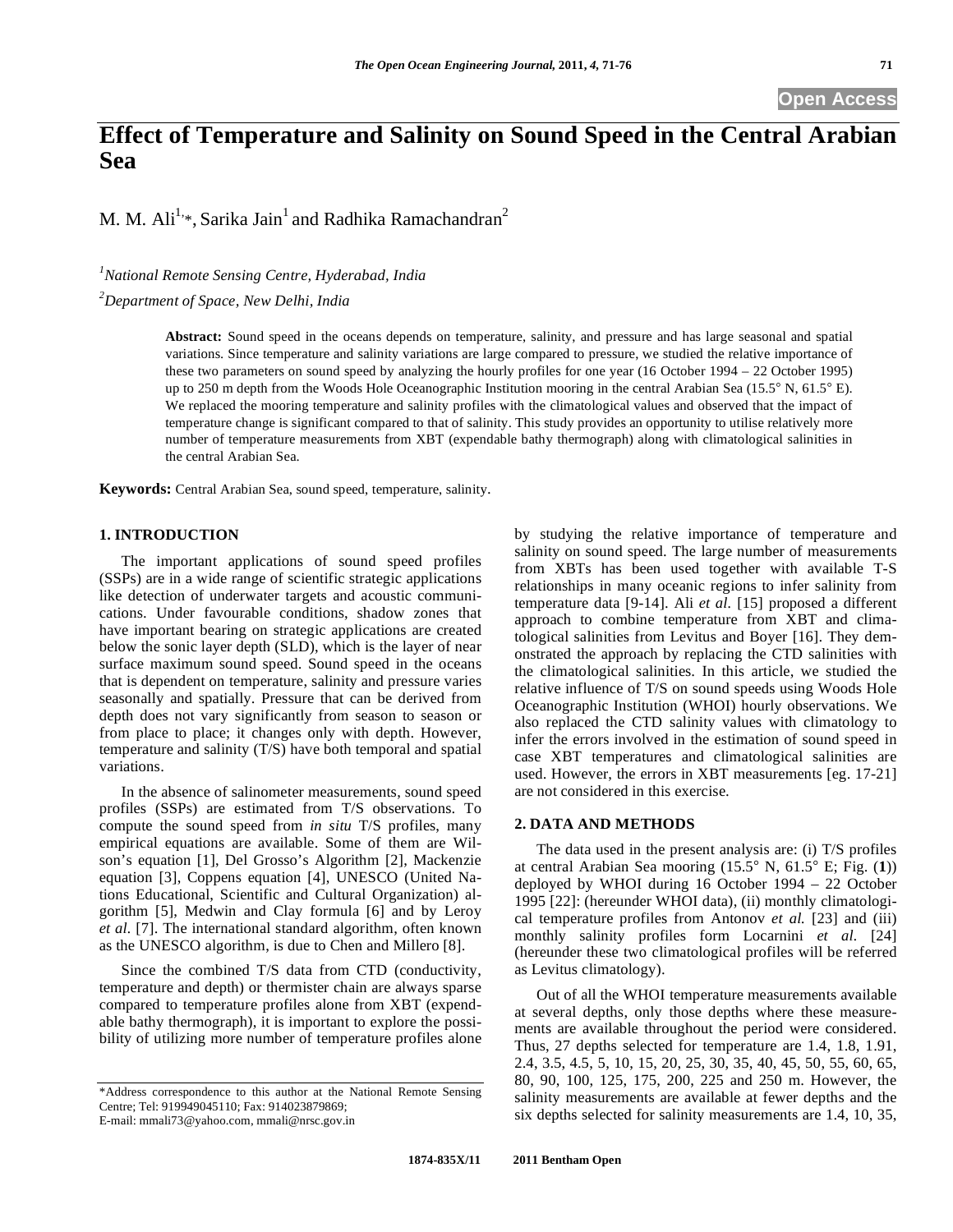Open Access

# Effect of Temperature and Salinity on Sound Speed in the Central Arabian Sea

M. M. Ali[1,*], Sarika Jain[1] and Radhika Ramachandran[2]

[1]*National Remote Sensing Centre, Hyderabad, India*

[2]*Department of Space, New Delhi, India*

**Abstract:** Sound speed in the oceans depends on temperature, salinity, and pressure and has large seasonal and spatial variations. Since temperature and salinity variations are large compared to pressure, we studied the relative importance of these two parameters on sound speed by analyzing the hourly profiles for one year (16 October 1994 – 22 October 1995) up to 250 m depth from the Woods Hole Oceanographic Institution mooring in the central Arabian Sea (15.5° N, 61.5° E). We replaced the mooring temperature and salinity profiles with the climatological values and observed that the impact of temperature change is significant compared to that of salinity. This study provides an opportunity to utilise relatively more number of temperature measurements from XBT (expendable bathy thermograph) along with climatological salinities in the central Arabian Sea.

**Keywords:** Central Arabian Sea, sound speed, temperature, salinity.

## 1. INTRODUCTION

The important applications of sound speed profiles (SSPs) are in a wide range of scientific strategic applications like detection of underwater targets and acoustic communications. Under favourable conditions, shadow zones that have important bearing on strategic applications are created below the sonic layer depth (SLD), which is the layer of near surface maximum sound speed. Sound speed in the oceans that is dependent on temperature, salinity and pressure varies seasonally and spatially. Pressure that can be derived from depth does not vary significantly from season to season or from place to place; it changes only with depth. However, temperature and salinity (T/S) have both temporal and spatial variations.

In the absence of salinometer measurements, sound speed profiles (SSPs) are estimated from T/S observations. To compute the sound speed from *in situ* T/S profiles, many empirical equations are available. Some of them are Wilson's equation [1], Del Grosso's Algorithm [2], Mackenzie equation [3], Coppens equation [4], UNESCO (United Nations Educational, Scientific and Cultural Organization) algorithm [5], Medwin and Clay formula [6] and by Leroy *et al.* [7]. The international standard algorithm, often known as the UNESCO algorithm, is due to Chen and Millero [8].

Since the combined T/S data from CTD (conductivity, temperature and depth) or thermister chain are always sparse compared to temperature profiles alone from XBT (expendable bathy thermograph), it is important to explore the possibility of utilizing more number of temperature profiles alone by studying the relative importance of temperature and salinity on sound speed. The large number of measurements from XBTs has been used together with available T-S relationships in many oceanic regions to infer salinity from temperature data [9-14]. Ali *et al.* [15] proposed a different approach to combine temperature from XBT and climatological salinities from Levitus and Boyer [16]. They demonstrated the approach by replacing the CTD salinities with the climatological salinities. In this article, we studied the relative influence of T/S on sound speeds using Woods Hole Oceanographic Institution (WHOI) hourly observations. We also replaced the CTD salinity values with climatology to infer the errors involved in the estimation of sound speed in case XBT temperatures and climatological salinities are used. However, the errors in XBT measurements [eg. 17-21] are not considered in this exercise.

## 2. DATA AND METHODS

The data used in the present analysis are: (i) T/S profiles at central Arabian Sea mooring (15.5° N, 61.5° E; Fig. (**1**)) deployed by WHOI during 16 October 1994 – 22 October 1995 [22]: (hereunder WHOI data), (ii) monthly climatological temperature profiles from Antonov *et al.* [23] and (iii) monthly salinity profiles form Locarnini *et al.* [24] (hereunder these two climatological profiles will be referred as Levitus climatology).

Out of all the WHOI temperature measurements available at several depths, only those depths where these measurements are available throughout the period were considered. Thus, 27 depths selected for temperature are 1.4, 1.8, 1.91, 2.4, 3.5, 4.5, 5, 10, 15, 20, 25, 30, 35, 40, 45, 50, 55, 60, 65, 80, 90, 100, 125, 175, 200, 225 and 250 m. However, the salinity measurements are available at fewer depths and the six depths selected for salinity measurements are 1.4, 10, 35,

*Address correspondence to this author at the National Remote Sensing Centre; Tel: 919949045110; Fax: 914023879869;
E-mail: mmali73@yahoo.com, mmali@nrsc.gov.in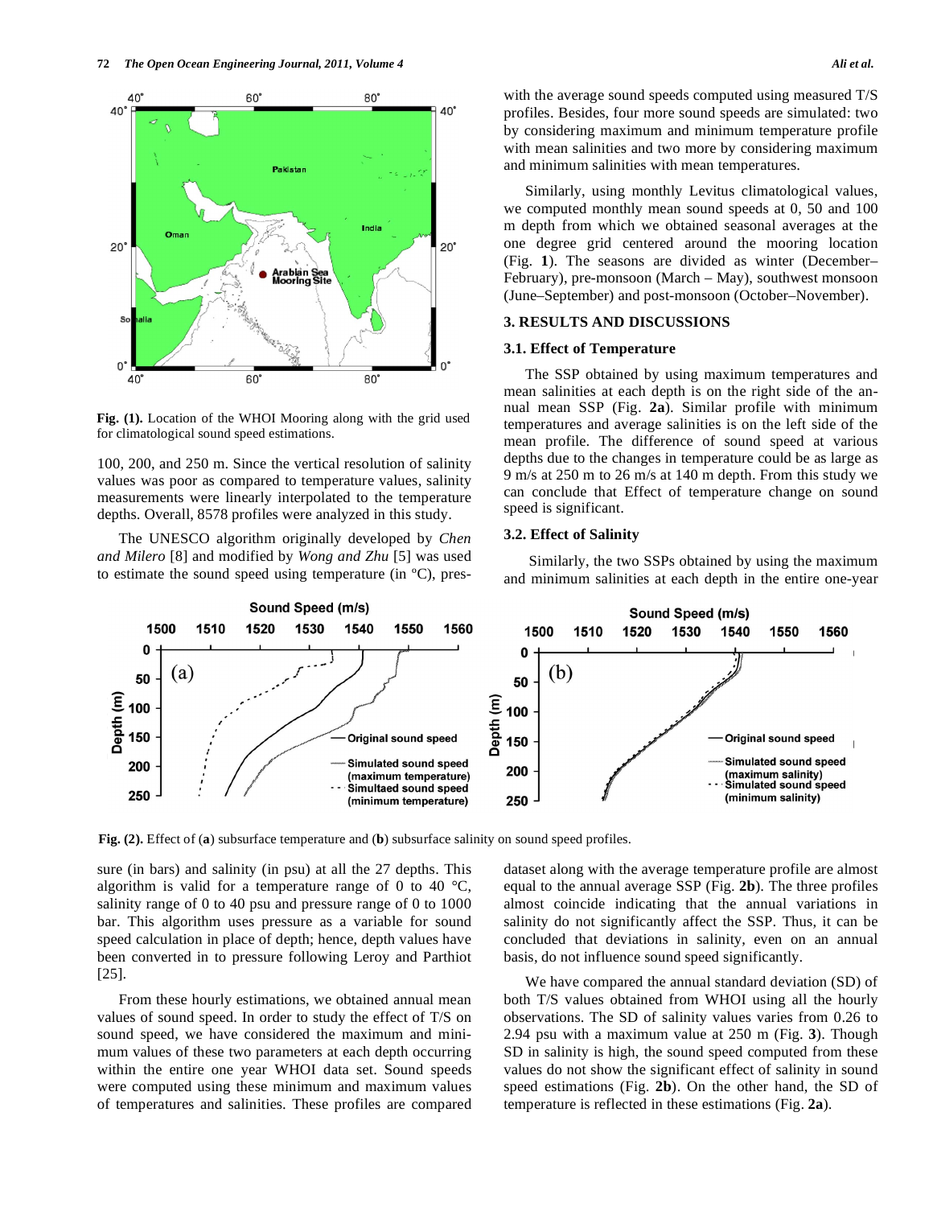Fig. (1). Location of the WHOI Mooring along with the grid used for climatological sound speed estimations.

100, 200, and 250 m. Since the vertical resolution of salinity values was poor as compared to temperature values, salinity measurements were linearly interpolated to the temperature depths. Overall, 8578 profiles were analyzed in this study.

The UNESCO algorithm originally developed by *Chen and Milero* [8] and modified by *Wong and Zhu* [5] was used to estimate the sound speed using temperature (in ºC), pressure (in bars) and salinity (in psu) at all the 27 depths. This algorithm is valid for a temperature range of 0 to 40 °C, salinity range of 0 to 40 psu and pressure range of 0 to 1000 bar. This algorithm uses pressure as a variable for sound speed calculation in place of depth; hence, depth values have been converted in to pressure following Leroy and Parthiot [25].

From these hourly estimations, we obtained annual mean values of sound speed. In order to study the effect of T/S on sound speed, we have considered the maximum and minimum values of these two parameters at each depth occurring within the entire one year WHOI data set. Sound speeds were computed using these minimum and maximum values of temperatures and salinities. These profiles are compared with the average sound speeds computed using measured T/S profiles. Besides, four more sound speeds are simulated: two by considering maximum and minimum temperature profile with mean salinities and two more by considering maximum and minimum salinities with mean temperatures.

Similarly, using monthly Levitus climatological values, we computed monthly mean sound speeds at 0, 50 and 100 m depth from which we obtained seasonal averages at the one degree grid centered around the mooring location (Fig. **1**). The seasons are divided as winter (December–February), pre-monsoon (March – May), southwest monsoon (June–September) and post-monsoon (October–November).

## 3. RESULTS AND DISCUSSIONS

### 3.1. Effect of Temperature

The SSP obtained by using maximum temperatures and mean salinities at each depth is on the right side of the annual mean SSP (Fig. **2a**). Similar profile with minimum temperatures and average salinities is on the left side of the mean profile. The difference of sound speed at various depths due to the changes in temperature could be as large as 9 m/s at 250 m to 26 m/s at 140 m depth. From this study we can conclude that Effect of temperature change on sound speed is significant.

### 3.2. Effect of Salinity

Similarly, the two SSPs obtained by using the maximum and minimum salinities at each depth in the entire one-year dataset along with the average temperature profile are almost equal to the annual average SSP (Fig. **2b**). The three profiles almost coincide indicating that the annual variations in salinity do not significantly affect the SSP. Thus, it can be concluded that deviations in salinity, even on an annual basis, do not influence sound speed significantly.

Fig. (2). Effect of (**a**) subsurface temperature and (**b**) subsurface salinity on sound speed profiles.

We have compared the annual standard deviation (SD) of both T/S values obtained from WHOI using all the hourly observations. The SD of salinity values varies from 0.26 to 2.94 psu with a maximum value at 250 m (Fig. **3**). Though SD in salinity is high, the sound speed computed from these values do not show the significant effect of salinity in sound speed estimations (Fig. **2b**). On the other hand, the SD of temperature is reflected in these estimations (Fig. **2a**).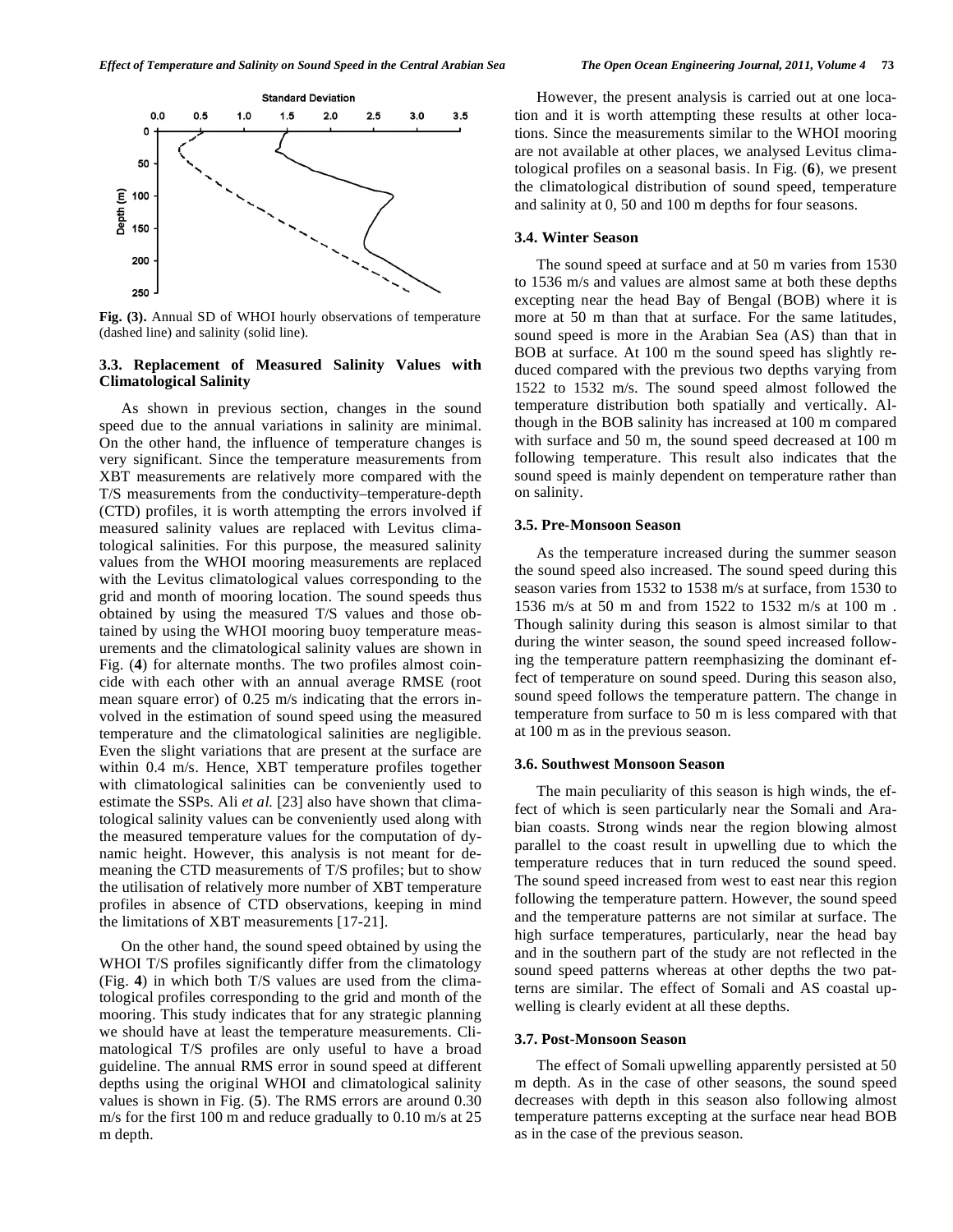Fig. (3). Annual SD of WHOI hourly observations of temperature (dashed line) and salinity (solid line).

### 3.3. Replacement of Measured Salinity Values with Climatological Salinity

As shown in previous section, changes in the sound speed due to the annual variations in salinity are minimal. On the other hand, the influence of temperature changes is very significant. Since the temperature measurements from XBT measurements are relatively more compared with the T/S measurements from the conductivity–temperature-depth (CTD) profiles, it is worth attempting the errors involved if measured salinity values are replaced with Levitus climatological salinities. For this purpose, the measured salinity values from the WHOI mooring measurements are replaced with the Levitus climatological values corresponding to the grid and month of mooring location. The sound speeds thus obtained by using the measured T/S values and those obtained by using the WHOI mooring buoy temperature measurements and the climatological salinity values are shown in Fig. (**4**) for alternate months. The two profiles almost coincide with each other with an annual average RMSE (root mean square error) of 0.25 m/s indicating that the errors involved in the estimation of sound speed using the measured temperature and the climatological salinities are negligible. Even the slight variations that are present at the surface are within 0.4 m/s. Hence, XBT temperature profiles together with climatological salinities can be conveniently used to estimate the SSPs. Ali *et al.* [23] also have shown that climatological salinity values can be conveniently used along with the measured temperature values for the computation of dynamic height. However, this analysis is not meant for demeaning the CTD measurements of T/S profiles; but to show the utilisation of relatively more number of XBT temperature profiles in absence of CTD observations, keeping in mind the limitations of XBT measurements [17-21].

On the other hand, the sound speed obtained by using the WHOI T/S profiles significantly differ from the climatology (Fig. **4**) in which both T/S values are used from the climatological profiles corresponding to the grid and month of the mooring. This study indicates that for any strategic planning we should have at least the temperature measurements. Climatological T/S profiles are only useful to have a broad guideline. The annual RMS error in sound speed at different depths using the original WHOI and climatological salinity values is shown in Fig. (**5**). The RMS errors are around 0.30 m/s for the first 100 m and reduce gradually to 0.10 m/s at 25 m depth.

However, the present analysis is carried out at one location and it is worth attempting these results at other locations. Since the measurements similar to the WHOI mooring are not available at other places, we analysed Levitus climatological profiles on a seasonal basis. In Fig. (**6**), we present the climatological distribution of sound speed, temperature and salinity at 0, 50 and 100 m depths for four seasons.

### 3.4. Winter Season

The sound speed at surface and at 50 m varies from 1530 to 1536 m/s and values are almost same at both these depths excepting near the head Bay of Bengal (BOB) where it is more at 50 m than that at surface. For the same latitudes, sound speed is more in the Arabian Sea (AS) than that in BOB at surface. At 100 m the sound speed has slightly reduced compared with the previous two depths varying from 1522 to 1532 m/s. The sound speed almost followed the temperature distribution both spatially and vertically. Although in the BOB salinity has increased at 100 m compared with surface and 50 m, the sound speed decreased at 100 m following temperature. This result also indicates that the sound speed is mainly dependent on temperature rather than on salinity.

### 3.5. Pre-Monsoon Season

As the temperature increased during the summer season the sound speed also increased. The sound speed during this season varies from 1532 to 1538 m/s at surface, from 1530 to 1536 m/s at 50 m and from 1522 to 1532 m/s at 100 m . Though salinity during this season is almost similar to that during the winter season, the sound speed increased following the temperature pattern reemphasizing the dominant effect of temperature on sound speed. During this season also, sound speed follows the temperature pattern. The change in temperature from surface to 50 m is less compared with that at 100 m as in the previous season.

### 3.6. Southwest Monsoon Season

The main peculiarity of this season is high winds, the effect of which is seen particularly near the Somali and Arabian coasts. Strong winds near the region blowing almost parallel to the coast result in upwelling due to which the temperature reduces that in turn reduced the sound speed. The sound speed increased from west to east near this region following the temperature pattern. However, the sound speed and the temperature patterns are not similar at surface. The high surface temperatures, particularly, near the head bay and in the southern part of the study are not reflected in the sound speed patterns whereas at other depths the two patterns are similar. The effect of Somali and AS coastal upwelling is clearly evident at all these depths.

### 3.7. Post-Monsoon Season

The effect of Somali upwelling apparently persisted at 50 m depth. As in the case of other seasons, the sound speed decreases with depth in this season also following almost temperature patterns excepting at the surface near head BOB as in the case of the previous season.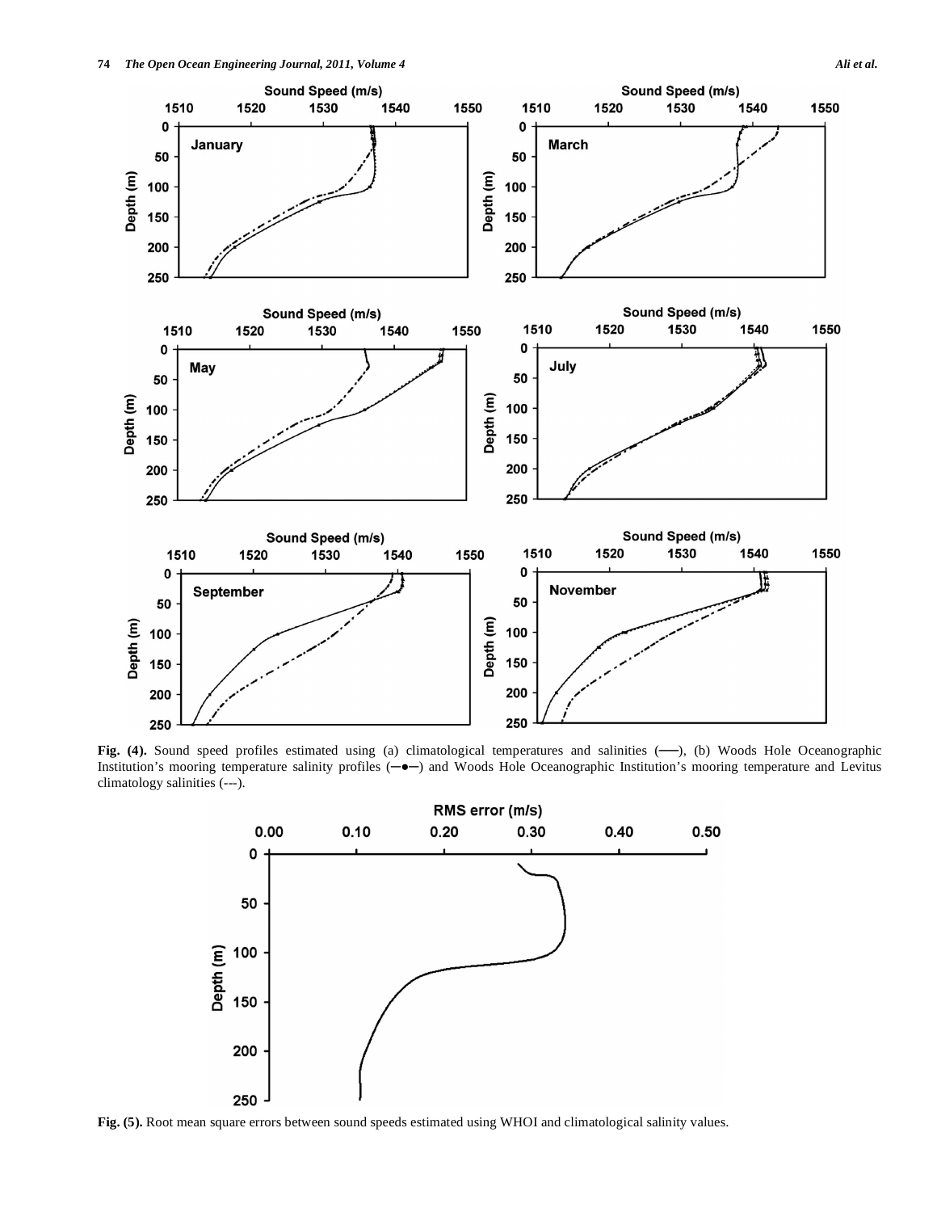**Fig. (4).** Sound speed profiles estimated using (a) climatological temperatures and salinities (——), (b) Woods Hole Oceanographic Institution's mooring temperature salinity profiles (—•—) and Woods Hole Oceanographic Institution's mooring temperature and Levitus climatology salinities (---).

**Fig. (5).** Root mean square errors between sound speeds estimated using WHOI and climatological salinity values.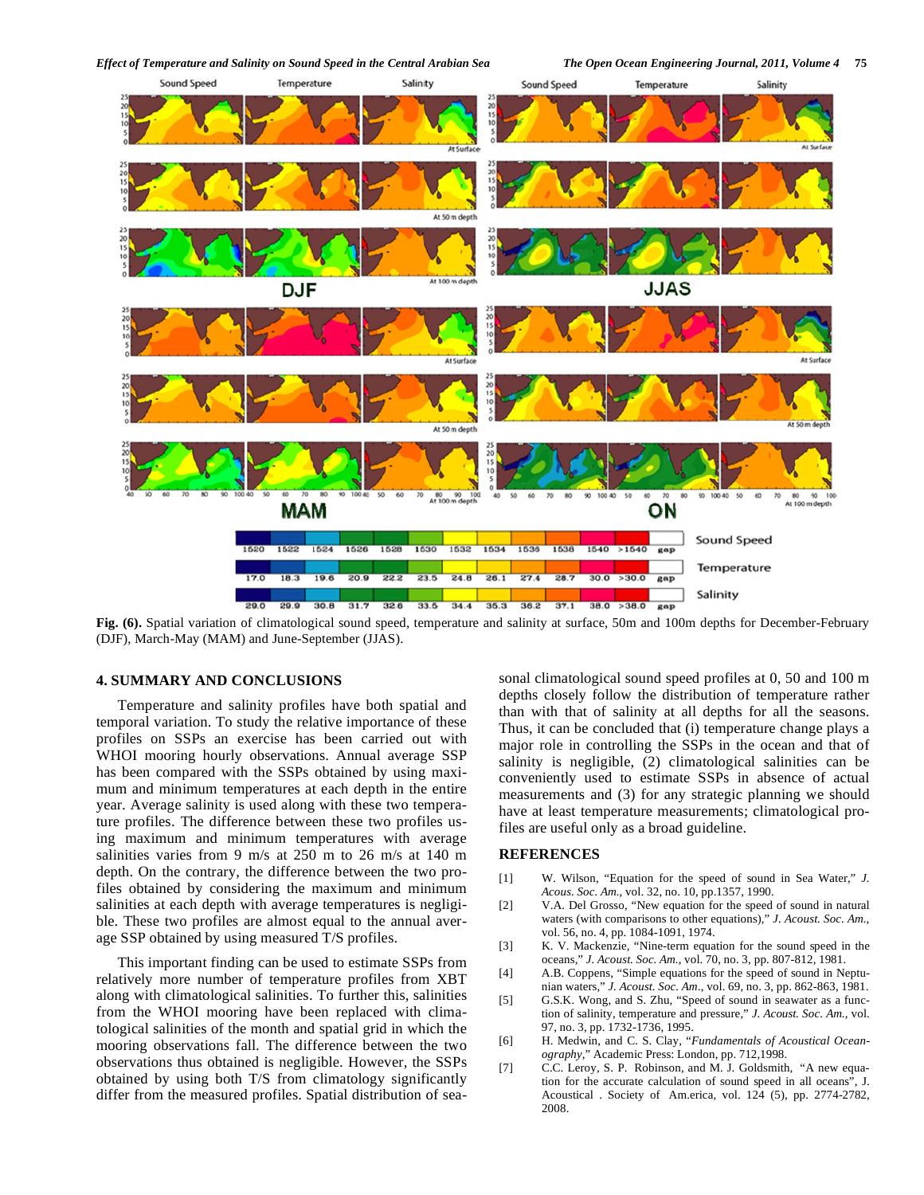**Fig. (6).** Spatial variation of climatological sound speed, temperature and salinity at surface, 50m and 100m depths for December-February (DJF), March-May (MAM) and June-September (JJAS).

## 4. SUMMARY AND CONCLUSIONS

Temperature and salinity profiles have both spatial and temporal variation. To study the relative importance of these profiles on SSPs an exercise has been carried out with WHOI mooring hourly observations. Annual average SSP has been compared with the SSPs obtained by using maximum and minimum temperatures at each depth in the entire year. Average salinity is used along with these two temperature profiles. The difference between these two profiles using maximum and minimum temperatures with average salinities varies from 9 m/s at 250 m to 26 m/s at 140 m depth. On the contrary, the difference between the two profiles obtained by considering the maximum and minimum salinities at each depth with average temperatures is negligible. These two profiles are almost equal to the annual average SSP obtained by using measured T/S profiles.

This important finding can be used to estimate SSPs from relatively more number of temperature profiles from XBT along with climatological salinities. To further this, salinities from the WHOI mooring have been replaced with climatological salinities of the month and spatial grid in which the mooring observations fall. The difference between the two observations thus obtained is negligible. However, the SSPs obtained by using both T/S from climatology significantly differ from the measured profiles. Spatial distribution of seasonal climatological sound speed profiles at 0, 50 and 100 m depths closely follow the distribution of temperature rather than with that of salinity at all depths for all the seasons. Thus, it can be concluded that (i) temperature change plays a major role in controlling the SSPs in the ocean and that of salinity is negligible, (2) climatological salinities can be conveniently used to estimate SSPs in absence of actual measurements and (3) for any strategic planning we should have at least temperature measurements; climatological profiles are useful only as a broad guideline.

## REFERENCES

[1] W. Wilson, "Equation for the speed of sound in Sea Water," *J. Acous. Soc. Am.*, vol. 32, no. 10, pp.1357, 1990.

[2] V.A. Del Grosso, "New equation for the speed of sound in natural waters (with comparisons to other equations)," *J. Acoust. Soc. Am.*, vol. 56, no. 4, pp. 1084-1091, 1974.

[3] K. V. Mackenzie, "Nine-term equation for the sound speed in the oceans," *J. Acoust. Soc. Am.*, vol. 70, no. 3, pp. 807-812, 1981.

[4] A.B. Coppens, "Simple equations for the speed of sound in Neptunian waters," *J. Acoust. Soc. Am*., vol. 69, no. 3, pp. 862-863, 1981.

[5] G.S.K. Wong, and S. Zhu, "Speed of sound in seawater as a function of salinity, temperature and pressure," *J. Acoust. Soc. Am.*, vol. 97, no. 3, pp. 1732-1736, 1995.

[6] H. Medwin, and C. S. Clay, "*Fundamentals of Acoustical Oceanography*," Academic Press: London, pp. 712,1998.

[7] C.C. Leroy, S. P. Robinson, and M. J. Goldsmith, "A new equation for the accurate calculation of sound speed in all oceans", J. Acoustical . Society of Am.erica, vol. 124 (5), pp. 2774-2782, 2008.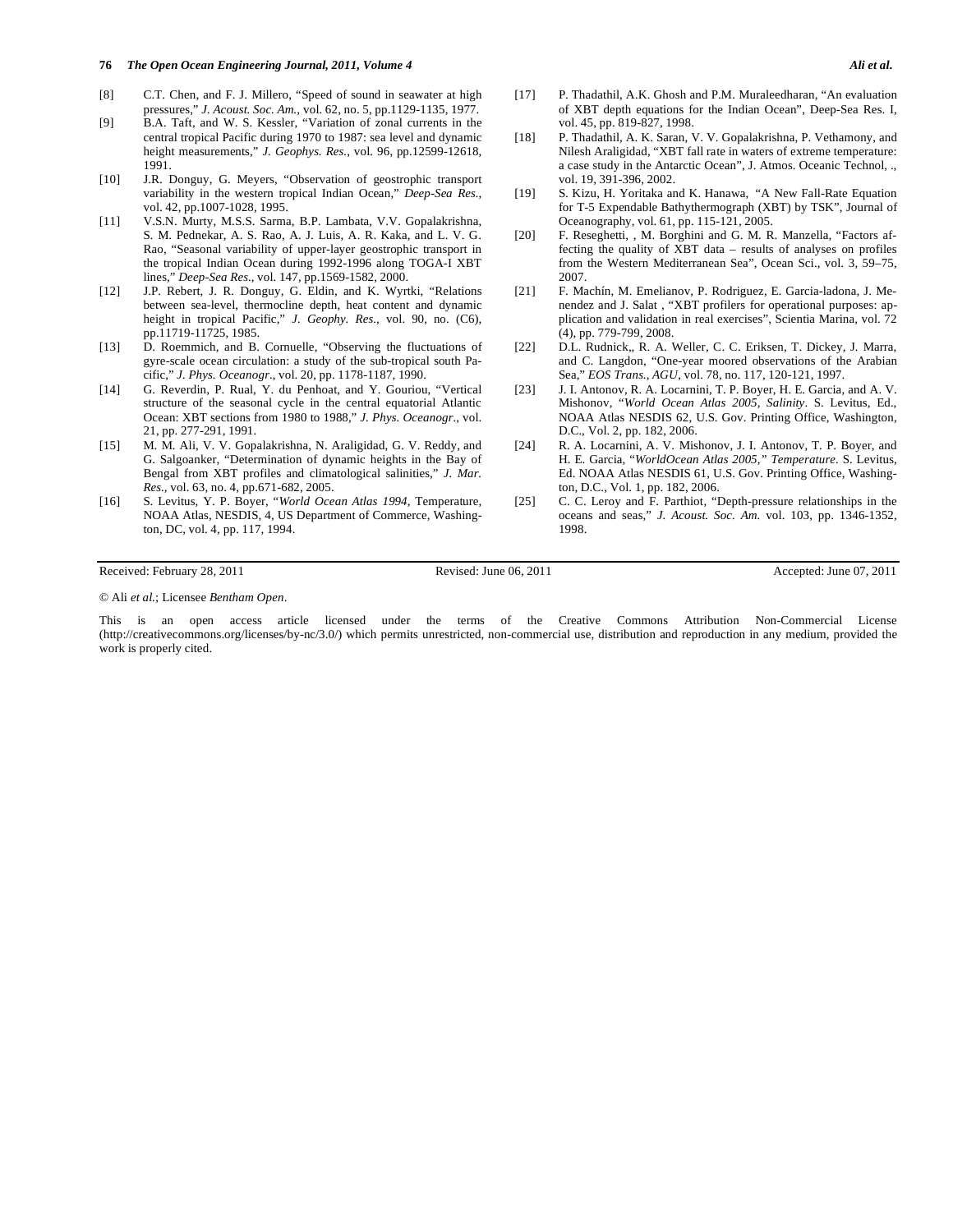[8] C.T. Chen, and F. J. Millero, "Speed of sound in seawater at high pressures," *J. Acoust. Soc. Am.*, vol. 62, no. 5, pp.1129-1135, 1977.

[9] B.A. Taft, and W. S. Kessler, "Variation of zonal currents in the central tropical Pacific during 1970 to 1987: sea level and dynamic height measurements," *J. Geophys. Res.*, vol. 96, pp.12599-12618, 1991.

[10] J.R. Donguy, G. Meyers, "Observation of geostrophic transport variability in the western tropical Indian Ocean," *Deep-Sea Res.*, vol. 42, pp.1007-1028, 1995.

[11] V.S.N. Murty, M.S.S. Sarma, B.P. Lambata, V.V. Gopalakrishna, S. M. Pednekar, A. S. Rao, A. J. Luis, A. R. Kaka, and L. V. G. Rao, "Seasonal variability of upper-layer geostrophic transport in the tropical Indian Ocean during 1992-1996 along TOGA-I XBT lines," *Deep-Sea Res.*, vol. 147, pp.1569-1582, 2000.

[12] J.P. Rebert, J. R. Donguy, G. Eldin, and K. Wyrtki, "Relations between sea-level, thermocline depth, heat content and dynamic height in tropical Pacific," *J. Geophy. Res.*, vol. 90, no. (C6), pp.11719-11725, 1985.

[13] D. Roemmich, and B. Cornuelle, "Observing the fluctuations of gyre-scale ocean circulation: a study of the sub-tropical south Pacific," *J. Phys. Oceanogr.*, vol. 20, pp. 1178-1187, 1990.

[14] G. Reverdin, P. Rual, Y. du Penhoat, and Y. Gouriou, "Vertical structure of the seasonal cycle in the central equatorial Atlantic Ocean: XBT sections from 1980 to 1988," *J. Phys. Oceanogr.*, vol. 21, pp. 277-291, 1991.

[15] M. M. Ali, V. V. Gopalakrishna, N. Araligidad, G. V. Reddy, and G. Salgoanker, "Determination of dynamic heights in the Bay of Bengal from XBT profiles and climatological salinities," *J. Mar. Res.*, vol. 63, no. 4, pp.671-682, 2005.

[16] S. Levitus, Y. P. Boyer, "*World Ocean Atlas 1994*, Temperature, NOAA Atlas, NESDIS, 4, US Department of Commerce, Washington, DC, vol. 4, pp. 117, 1994.

[17] P. Thadathil, A.K. Ghosh and P.M. Muraleedharan, "An evaluation of XBT depth equations for the Indian Ocean", Deep-Sea Res. I, vol. 45, pp. 819-827, 1998.

[18] P. Thadathil, A. K. Saran, V. V. Gopalakrishna, P. Vethamony, and Nilesh Araligidad, "XBT fall rate in waters of extreme temperature: a case study in the Antarctic Ocean", J. Atmos. Oceanic Technol, ., vol. 19, 391-396, 2002.

[19] S. Kizu, H. Yoritaka and K. Hanawa, "A New Fall-Rate Equation for T-5 Expendable Bathythermograph (XBT) by TSK", Journal of Oceanography, vol. 61, pp. 115-121, 2005.

[20] F. Reseghetti, , M. Borghini and G. M. R. Manzella, "Factors affecting the quality of XBT data – results of analyses on profiles from the Western Mediterranean Sea", Ocean Sci., vol. 3, 59–75, 2007.

[21] F. Machín, M. Emelianov, P. Rodriguez, E. Garcia-ladona, J. Menendez and J. Salat , "XBT profilers for operational purposes: application and validation in real exercises", Scientia Marina, vol. 72 (4), pp. 779-799, 2008.

[22] D.L. Rudnick,, R. A. Weller, C. C. Eriksen, T. Dickey, J. Marra, and C. Langdon, "One-year moored observations of the Arabian Sea," *EOS Trans., AGU*, vol. 78, no. 117, 120-121, 1997.

[23] J. I. Antonov, R. A. Locarnini, T. P. Boyer, H. E. Garcia, and A. V. Mishonov, "*World Ocean Atlas 2005, Salinity*. S. Levitus, Ed., NOAA Atlas NESDIS 62, U.S. Gov. Printing Office, Washington, D.C., Vol. 2, pp. 182, 2006.

[24] R. A. Locarnini, A. V. Mishonov, J. I. Antonov, T. P. Boyer, and H. E. Garcia, "*WorldOcean Atlas 2005," Temperature*. S. Levitus, Ed. NOAA Atlas NESDIS 61, U.S. Gov. Printing Office, Washington, D.C., Vol. 1, pp. 182, 2006.

[25] C. C. Leroy and F. Parthiot, "Depth-pressure relationships in the oceans and seas," *J. Acoust. Soc. Am.* vol. 103, pp. 1346-1352, 1998.

Received: February 28, 2011 Revised: June 06, 2011 Accepted: June 07, 2011

© Ali *et al.*; Licensee *Bentham Open*.

This is an open access article licensed under the terms of the Creative Commons Attribution Non-Commercial License (http://creativecommons.org/licenses/by-nc/3.0/) which permits unrestricted, non-commercial use, distribution and reproduction in any medium, provided the work is properly cited.